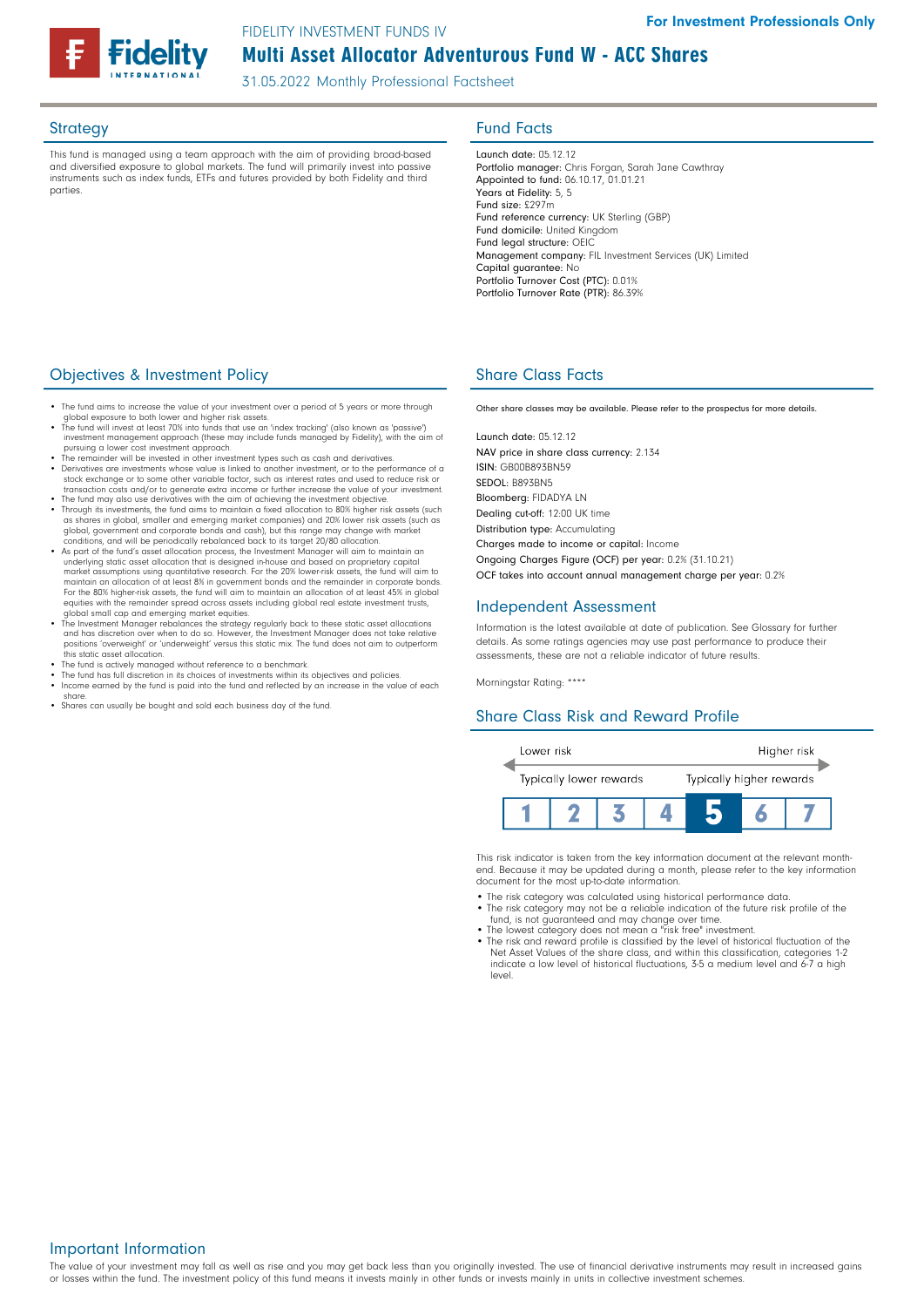FIDELITY INVESTMENT FUNDS IV

# Multi Asset Allocator Adventurous Fund W - ACC Shares

31.05.2022 Monthly Professional Factsheet

For Investment Professionals Only

## Strategy

This fund is managed using a team approach with the aim of providing broad-based and diversified exposure to global markets. The fund will primarily invest into passive instruments such as index funds, ETFs and futures provided by both Fidelity and third parties.

## Objectives & Investment Policy

- The fund aims to increase the value of your investment over a period of 5 years or more through global exposure to both lower and higher risk assets.
- The fund will invest at least 70% into funds that use an 'index tracking' (also known as 'passive') investment management approach (these may include funds managed by Fidelity), with the aim of pursuing a lower cost investment approach.
- The remainder will be invested in other investment types such as cash and derivatives.
- Derivatives are investments whose value is linked to another investment, or to the performance of a stock exchange or to some other variable factor, such as interest rates and used to reduce risk or transaction costs and/or to generate extra income or further increase the value of your investment.
- The fund may also use derivatives with the aim of achieving the investment objective.
- Through its investments, the fund aims to maintain a fixed allocation to 80% higher risk assets (such as shares in global, smaller and emerging market companies) and 20% lower risk assets (such as global, government and corporate bonds and cash), but this range may change with market conditions, and will be periodically rebalanced back to its target 20/80 allocation.
- As part of the fund's asset allocation process, the Investment Manager will aim to maintain an underlying static asset allocation that is designed in-house and based on proprietary capital market assumptions using quantitative research. For the 20% lower-risk assets, the fund will aim to maintain an allocation of at least 8% in government bonds and the remainder in corporate bonds. For the 80% higher-risk assets, the fund will aim to maintain an allocation of at least 45% in global equities with the remainder spread across assets including global real estate investment trusts, global small cap and emerging market equities.
- The Investment Manager rebalances the strategy regularly back to these static asset allocations and has discretion over when to do so. However, the Investment Manager does not take relative positions 'overweight' or 'underweight' versus this static mix. The fund does not aim to outperform this static asset allocation.
- The fund is actively managed without reference to a benchmark.
- The fund has full discretion in its choices of investments within its objectives and policies.
- Income earned by the fund is paid into the fund and reflected by an increase in the value of each share.
- Shares can usually be bought and sold each business day of the fund.

## Fund Facts

Launch date: 05.12.12
Portfolio manager: Chris Forgan, Sarah Jane Cawthray
Appointed to fund: 06.10.17, 01.01.21
Years at Fidelity: 5, 5
Fund size: £297m
Fund reference currency: UK Sterling (GBP)
Fund domicile: United Kingdom
Fund legal structure: OEIC
Management company: FIL Investment Services (UK) Limited
Capital guarantee: No
Portfolio Turnover Cost (PTC): 0.01%
Portfolio Turnover Rate (PTR): 86.39%

## Share Class Facts

Other share classes may be available. Please refer to the prospectus for more details.

Launch date: 05.12.12
NAV price in share class currency: 2.134
ISIN: GB00B893BN59
SEDOL: B893BN5
Bloomberg: FIDADYA LN
Dealing cut-off: 12:00 UK time
Distribution type: Accumulating
Charges made to income or capital: Income
Ongoing Charges Figure (OCF) per year: 0.2% (31.10.21)
OCF takes into account annual management charge per year: 0.2%

## Independent Assessment

Information is the latest available at date of publication. See Glossary for further details. As some ratings agencies may use past performance to produce their assessments, these are not a reliable indicator of future results.

Morningstar Rating: ****

## Share Class Risk and Reward Profile

| Lower risk | | | | | | Higher risk |
|---|---|---|---|---|---|---|
| Typically lower rewards | | | | | | Typically higher rewards |
| 1 | 2 | 3 | 4 | **5** | 6 | 7 |

This risk indicator is taken from the key information document at the relevant month-end. Because it may be updated during a month, please refer to the key information document for the most up-to-date information.

- The risk category was calculated using historical performance data.
- The risk category may not be a reliable indication of the future risk profile of the fund, is not guaranteed and may change over time.
- The lowest category does not mean a "risk free" investment.
- The risk and reward profile is classified by the level of historical fluctuation of the Net Asset Values of the share class, and within this classification, categories 1-2 indicate a low level of historical fluctuations, 3-5 a medium level and 6-7 a high level.

## Important Information

The value of your investment may fall as well as rise and you may get back less than you originally invested. The use of financial derivative instruments may result in increased gains or losses within the fund. The investment policy of this fund means it invests mainly in other funds or invests mainly in units in collective investment schemes.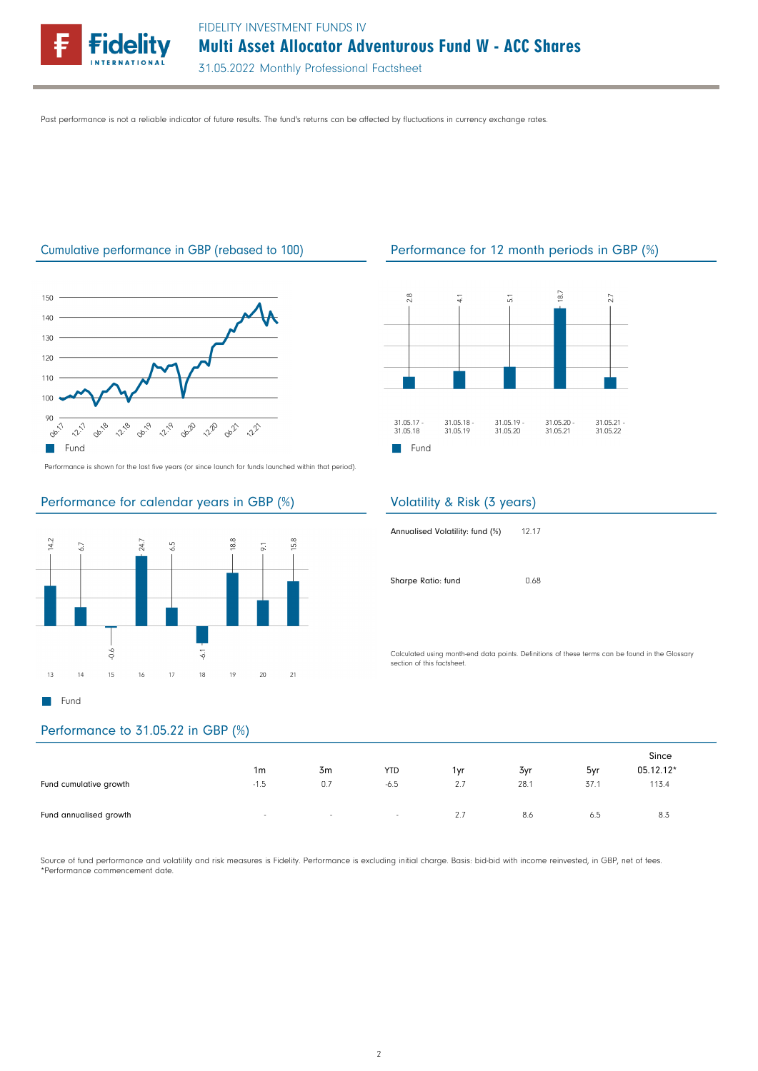Past performance is not a reliable indicator of future results. The fund's returns can be affected by fluctuations in currency exchange rates.

## Cumulative performance in GBP (rebased to 100)

Performance is shown for the last five years (or since launch for funds launched within that period).

## Performance for 12 month periods in GBP (%)

| Period | Fund |
|---|---|
| 31.05.17 - 31.05.18 | 2.8 |
| 31.05.18 - 31.05.19 | 4.1 |
| 31.05.19 - 31.05.20 | 5.1 |
| 31.05.20 - 31.05.21 | 18.7 |
| 31.05.21 - 31.05.22 | 2.7 |

## Performance for calendar years in GBP (%)

| Year | 13 | 14 | 15 | 16 | 17 | 18 | 19 | 20 | 21 |
|---|---|---|---|---|---|---|---|---|---|
| Fund | 14.2 | 6.7 | -0.6 | 24.7 | 6.5 | -6.1 | 18.8 | 9.1 | 15.8 |

## Volatility & Risk (3 years)

| | |
|---|---|
| Annualised Volatility: fund (%) | 12.17 |
| Sharpe Ratio: fund | 0.68 |

Calculated using month-end data points. Definitions of these terms can be found in the Glossary section of this factsheet.

## Performance to 31.05.22 in GBP (%)

| | 1m | 3m | YTD | 1yr | 3yr | 5yr | Since 05.12.12* |
|---|---|---|---|---|---|---|---|
| Fund cumulative growth | -1.5 | 0.7 | -6.5 | 2.7 | 28.1 | 37.1 | 113.4 |
| Fund annualised growth | - | - | - | 2.7 | 8.6 | 6.5 | 8.3 |

Source of fund performance and volatility and risk measures is Fidelity. Performance is excluding initial charge. Basis: bid-bid with income reinvested, in GBP, net of fees.
*Performance commencement date.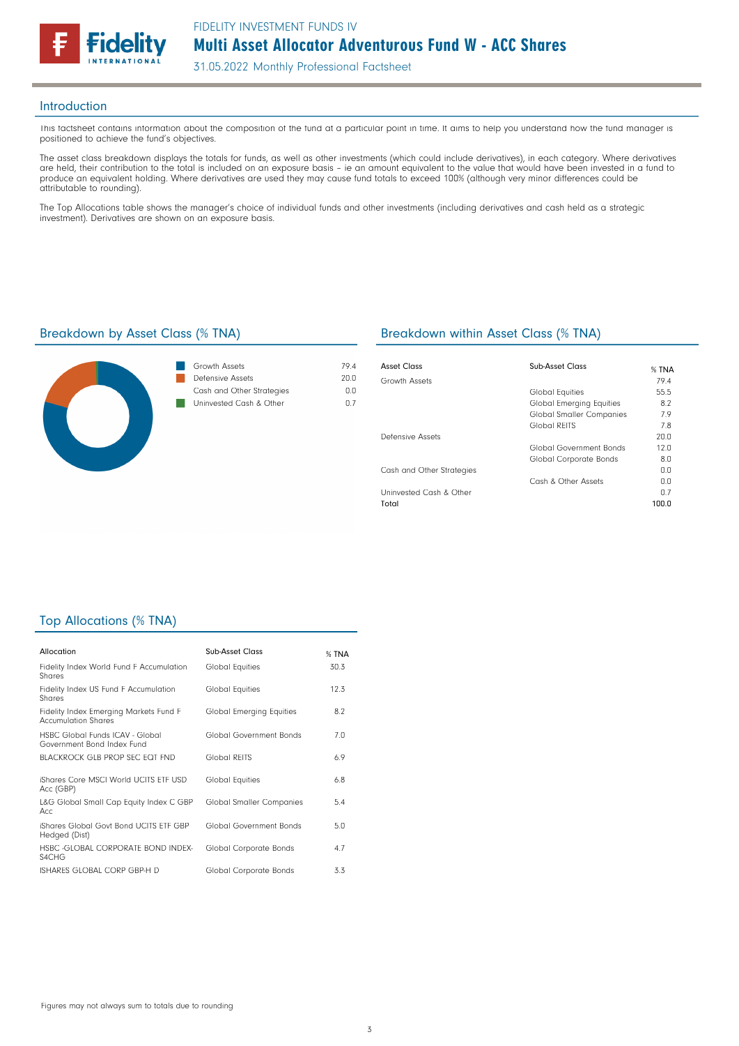FIDELITY INVESTMENT FUNDS IV

# Multi Asset Allocator Adventurous Fund W - ACC Shares

31.05.2022 Monthly Professional Factsheet

## Introduction

This factsheet contains information about the composition of the fund at a particular point in time. It aims to help you understand how the fund manager is positioned to achieve the fund's objectives.

The asset class breakdown displays the totals for funds, as well as other investments (which could include derivatives), in each category. Where derivatives are held, their contribution to the total is included on an exposure basis – ie an amount equivalent to the value that would have been invested in a fund to produce an equivalent holding. Where derivatives are used they may cause fund totals to exceed 100% (although very minor differences could be attributable to rounding).

The Top Allocations table shows the manager's choice of individual funds and other investments (including derivatives and cash held as a strategic investment). Derivatives are shown on an exposure basis.

## Breakdown by Asset Class (% TNA)

| Asset Class | % TNA |
|---|---|
| Growth Assets | 79.4 |
| Defensive Assets | 20.0 |
| Cash and Other Strategies | 0.0 |
| Uninvested Cash & Other | 0.7 |

## Breakdown within Asset Class (% TNA)

| Asset Class | Sub-Asset Class | % TNA |
|---|---|---|
| Growth Assets | | 79.4 |
| | Global Equities | 55.5 |
| | Global Emerging Equities | 8.2 |
| | Global Smaller Companies | 7.9 |
| | Global REITS | 7.8 |
| Defensive Assets | | 20.0 |
| | Global Government Bonds | 12.0 |
| | Global Corporate Bonds | 8.0 |
| Cash and Other Strategies | | 0.0 |
| | Cash & Other Assets | 0.0 |
| Uninvested Cash & Other | | 0.7 |
| **Total** | | **100.0** |

## Top Allocations (% TNA)

| Allocation | Sub-Asset Class | % TNA |
|---|---|---|
| Fidelity Index World Fund F Accumulation Shares | Global Equities | 30.3 |
| Fidelity Index US Fund F Accumulation Shares | Global Equities | 12.3 |
| Fidelity Index Emerging Markets Fund F Accumulation Shares | Global Emerging Equities | 8.2 |
| HSBC Global Funds ICAV - Global Government Bond Index Fund | Global Government Bonds | 7.0 |
| BLACKROCK GLB PROP SEC EQT FND | Global REITS | 6.9 |
| iShares Core MSCI World UCITS ETF USD Acc (GBP) | Global Equities | 6.8 |
| L&G Global Small Cap Equity Index C GBP Acc | Global Smaller Companies | 5.4 |
| iShares Global Govt Bond UCITS ETF GBP Hedged (Dist) | Global Government Bonds | 5.0 |
| HSBC -GLOBAL CORPORATE BOND INDEX-S4CHG | Global Corporate Bonds | 4.7 |
| ISHARES GLOBAL CORP GBP-H D | Global Corporate Bonds | 3.3 |

Figures may not always sum to totals due to rounding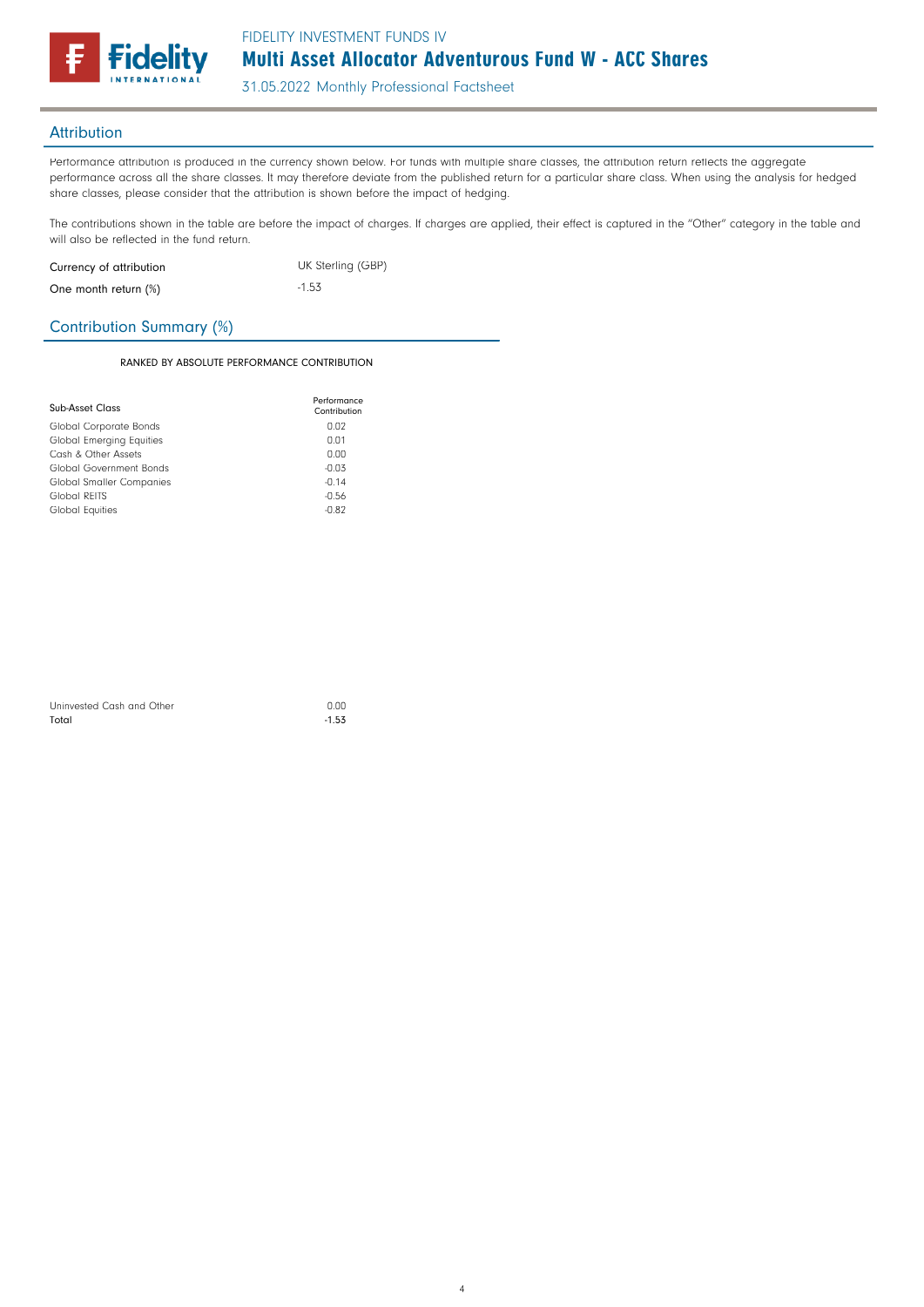FIDELITY INVESTMENT FUNDS IV

# Multi Asset Allocator Adventurous Fund W - ACC Shares

31.05.2022 Monthly Professional Factsheet

## Attribution

Performance attribution is produced in the currency shown below. For funds with multiple share classes, the attribution return reflects the aggregate performance across all the share classes. It may therefore deviate from the published return for a particular share class. When using the analysis for hedged share classes, please consider that the attribution is shown before the impact of hedging.

The contributions shown in the table are before the impact of charges. If charges are applied, their effect is captured in the "Other" category in the table and will also be reflected in the fund return.

| | |
|---|---|
| Currency of attribution | UK Sterling (GBP) |
| One month return (%) | -1.53 |

## Contribution Summary (%)

RANKED BY ABSOLUTE PERFORMANCE CONTRIBUTION

| Sub-Asset Class | Performance Contribution |
|---|---|
| Global Corporate Bonds | 0.02 |
| Global Emerging Equities | 0.01 |
| Cash & Other Assets | 0.00 |
| Global Government Bonds | -0.03 |
| Global Smaller Companies | -0.14 |
| Global REITS | -0.56 |
| Global Equities | -0.82 |
| Uninvested Cash and Other | 0.00 |
| **Total** | **-1.53** |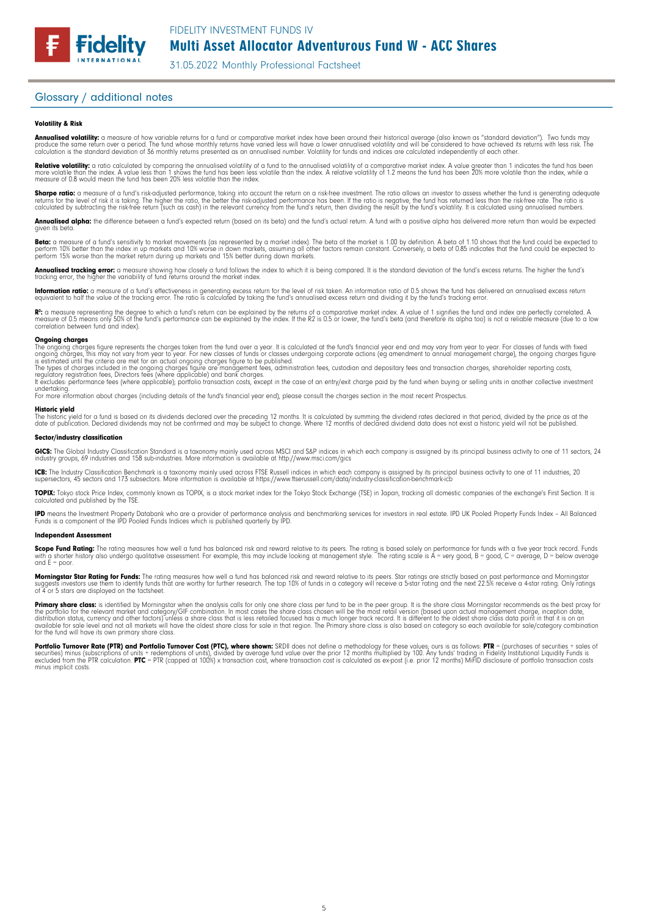## Glossary / additional notes

### Volatility & Risk

**Annualised volatility:** a measure of how variable returns for a fund or comparative market index have been around their historical average (also known as "standard deviation"). Two funds may produce the same return over a period. The fund whose monthly returns have varied less will have a lower annualised volatility and will be considered to have achieved its returns with less risk. The calculation is the standard deviation of 36 monthly returns presented as an annualised number. Volatility for funds and indices are calculated independently of each other.

**Relative volatility:** a ratio calculated by comparing the annualised volatility of a fund to the annualised volatility of a comparative market index. A value greater than 1 indicates the fund has been more volatile than the index. A value less than 1 shows the fund has been less volatile than the index. A relative volatility of 1.2 means the fund has been 20% more volatile than the index, while a measure of 0.8 would mean the fund has been 20% less volatile than the index.

**Sharpe ratio:** a measure of a fund's risk-adjusted performance, taking into account the return on a risk-free investment. The ratio allows an investor to assess whether the fund is generating adequate returns for the level of risk it is taking. The higher the ratio, the better the risk-adjusted performance has been. If the ratio is negative, the fund has returned less than the risk-free rate. The ratio is calculated by subtracting the risk-free return (such as cash) in the relevant currency from the fund's return, then dividing the result by the fund's volatility. It is calculated using annualised numbers.

**Annualised alpha:** the difference between a fund's expected return (based on its beta) and the fund's actual return. A fund with a positive alpha has delivered more return than would be expected given its beta.

**Beta:** a measure of a fund's sensitivity to market movements (as represented by a market index). The beta of the market is 1.00 by definition. A beta of 1.10 shows that the fund could be expected to perform 10% better than the index in up markets and 10% worse in down markets, assuming all other factors remain constant. Conversely, a beta of 0.85 indicates that the fund could be expected to perform 15% worse than the market return during up markets and 15% better during down markets.

**Annualised tracking error:** a measure showing how closely a fund follows the index to which it is being compared. It is the standard deviation of the fund's excess returns. The higher the fund's tracking error, the higher the variability of fund returns around the market index.

**Information ratio:** a measure of a fund's effectiveness in generating excess return for the level of risk taken. An information ratio of 0.5 shows the fund has delivered an annualised excess return equivalent to half the value of the tracking error. The ratio is calculated by taking the fund's annualised excess return and dividing it by the fund's tracking error.

**$R^2$:** a measure representing the degree to which a fund's return can be explained by the returns of a comparative market index. A value of 1 signifies the fund and index are perfectly correlated. A measure of 0.5 means only 50% of the fund's performance can be explained by the index. If the R2 is 0.5 or lower, the fund's beta (and therefore its alpha too) is not a reliable measure (due to a low correlation between fund and index).

**Ongoing charges**
The ongoing charges figure represents the charges taken from the fund over a year. It is calculated at the fund's financial year end and may vary from year to year. For classes of funds with fixed ongoing charges, this may not vary from year to year. For new classes of funds or classes undergoing corporate actions (eg amendment to annual management charge), the ongoing charges figure is estimated until the criteria are met for an actual ongoing charges figure to be published.
The types of charges included in the ongoing charges figure are management fees, administration fees, custodian and depositary fees and transaction charges, shareholder reporting costs, regulatory registration fees, Directors fees (where applicable) and bank charges.
It excludes: performance fees (where applicable); portfolio transaction costs, except in the case of an entry/exit charge paid by the fund when buying or selling units in another collective investment undertaking.
For more information about charges (including details of the fund's financial year end), please consult the charges section in the most recent Prospectus.

**Historic yield**
The historic yield for a fund is based on its dividends declared over the preceding 12 months. It is calculated by summing the dividend rates declared in that period, divided by the price as at the date of publication. Declared dividends may not be confirmed and may be subject to change. Where 12 months of declared dividend data does not exist a historic yield will not be published.

### Sector/industry classification

**GICS:** The Global Industry Classification Standard is a taxonomy mainly used across MSCI and S&P indices in which each company is assigned by its principal business activity to one of 11 sectors, 24 industry groups, 69 industries and 158 sub-industries. More information is available at http://www.msci.com/gics

**ICB:** The Industry Classification Benchmark is a taxonomy mainly used across FTSE Russell indices in which each company is assigned by its principal business activity to one of 11 industries, 20 supersectors, 45 sectors and 173 subsectors. More information is available at https://www.ftserussell.com/data/industry-classification-benchmark-icb

**TOPIX:** Tokyo stock Price Index, commonly known as TOPIX, is a stock market index for the Tokyo Stock Exchange (TSE) in Japan, tracking all domestic companies of the exchange's First Section. It is calculated and published by the TSE.

**IPD** means the Investment Property Databank who are a provider of performance analysis and benchmarking services for investors in real estate. IPD UK Pooled Property Funds Index - All Balanced Funds is a component of the IPD Pooled Funds Indices which is published quarterly by IPD.

### Independent Assessment

**Scope Fund Rating:** The rating measures how well a fund has balanced risk and reward relative to its peers. The rating is based solely on performance for funds with a five year track record. Funds with a shorter history also undergo qualitative assessment. For example, this may include looking at management style. The rating scale is A = very good, B = good, C = average, D = below average and E = poor.

**Morningstar Star Rating for Funds:** The rating measures how well a fund has balanced risk and reward relative to its peers. Star ratings are strictly based on past performance and Morningstar suggests investors use them to identify funds that are worthy for further research. The top 10% of funds in a category will receive a 5-star rating and the next 22.5% receive a 4-star rating. Only ratings of 4 or 5 stars are displayed on the factsheet.

**Primary share class:** is identified by Morningstar when the analysis calls for only one share class per fund to be in the peer group. It is the share class Morningstar recommends as the best proxy for the portfolio for the relevant market and category/GIF combination. In most cases the share class chosen will be the most retail version (based upon actual management charge, inception date, distribution status, currency and other factors) unless a share class that is less retailed focused has a much longer track record. It is different to the oldest share class data point in that it is on an available for sale level and not all markets will have the oldest share class for sale in that region. The Primary share class is also based on category so each available for sale/category combination for the fund will have its own primary share class.

**Portfolio Turnover Rate (PTR) and Portfolio Turnover Cost (PTC), where shown:** SRDII does not define a methodology for these values; ours is as follows: **PTR** = (purchases of securities + sales of securities) minus (subscriptions of units + redemptions of units), divided by average fund value over the prior 12 months multiplied by 100. Any funds' trading in Fidelity Institutional Liquidity Funds is excluded from the PTR calculation. **PTC** = PTR (capped at 100%) x transaction cost, where transaction cost is calculated as ex-post (i.e. prior 12 months) MiFID disclosure of portfolio transaction costs minus implicit costs.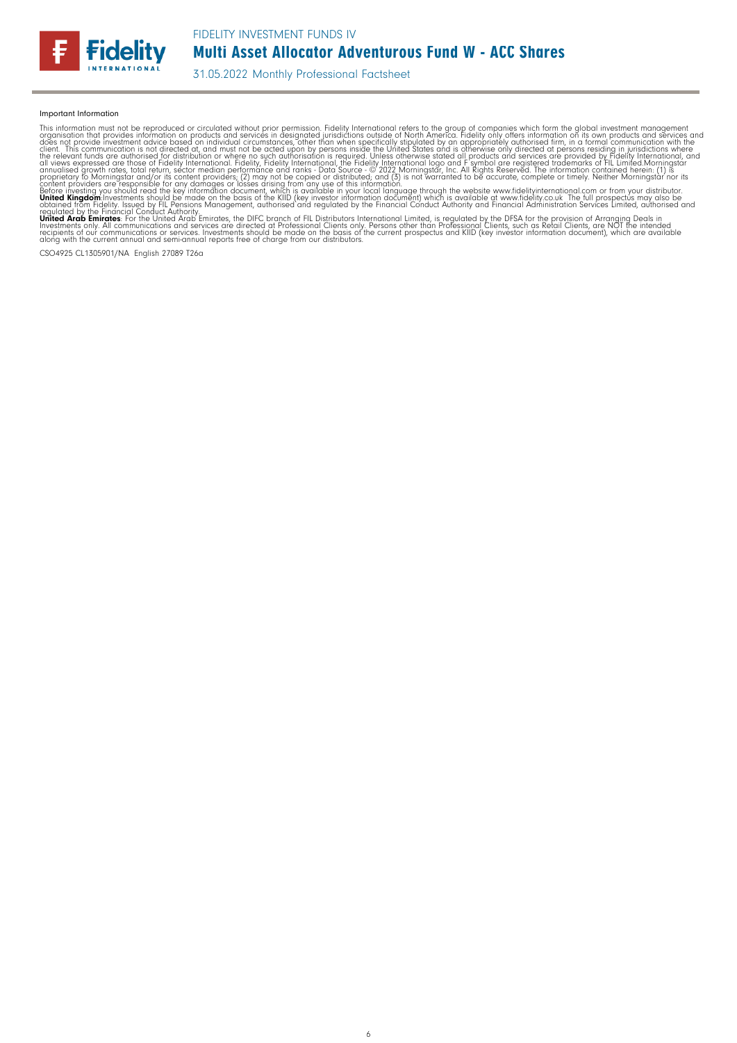Important Information

This information must not be reproduced or circulated without prior permission. Fidelity International refers to the group of companies which form the global investment management organisation that provides information on products and services in designated jurisdictions outside of North America. Fidelity only offers information on its own products and services and does not provide investment advice based on individual circumstances, other than when specifically stipulated by an appropriately authorised firm, in a formal communication with the client. This communication is not directed at, and must not be acted upon by persons inside the United States and is otherwise only directed at persons residing in jurisdictions where the relevant funds are authorised for distribution or where no such authorisation is required. Unless otherwise stated all products and services are provided by Fidelity International, and all views expressed are those of Fidelity International. Fidelity, Fidelity International, the Fidelity International logo and F symbol are registered trademarks of FIL Limited.Morningstar annualised growth rates, total return, sector median performance and ranks - Data Source - © 2022 Morningstar, Inc. All Rights Reserved. The information contained herein: (1) is proprietary to Morningstar and/or its content providers; (2) may not be copied or distributed; and (3) is not warranted to be accurate, complete or timely. Neither Morningstar nor its content providers are responsible for any damages or losses arising from any use of this information.
Before investing you should read the key information document, which is available in your local language through the website www.fidelityinternational.com or from your distributor.
**United Kingdom**:Investments should be made on the basis of the KIID (key investor information document) which is available at www.fidelity.co.uk The full prospectus may also be obtained from Fidelity. Issued by FIL Pensions Management, authorised and regulated by the Financial Conduct Authority and Financial Administration Services Limited, authorised and regulated by the Financial Conduct Authority.
**United Arab Emirates**: For the United Arab Emirates, the DIFC branch of FIL Distributors International Limited, is regulated by the DFSA for the provision of Arranging Deals in Investments only. All communications and services are directed at Professional Clients only. Persons other than Professional Clients, such as Retail Clients, are NOT the intended recipients of our communications or services. Investments should be made on the basis of the current prospectus and KIID (key investor information document), which are available along with the current annual and semi-annual reports free of charge from our distributors.

CSO4925 CL1305901/NA English 27089 T26a